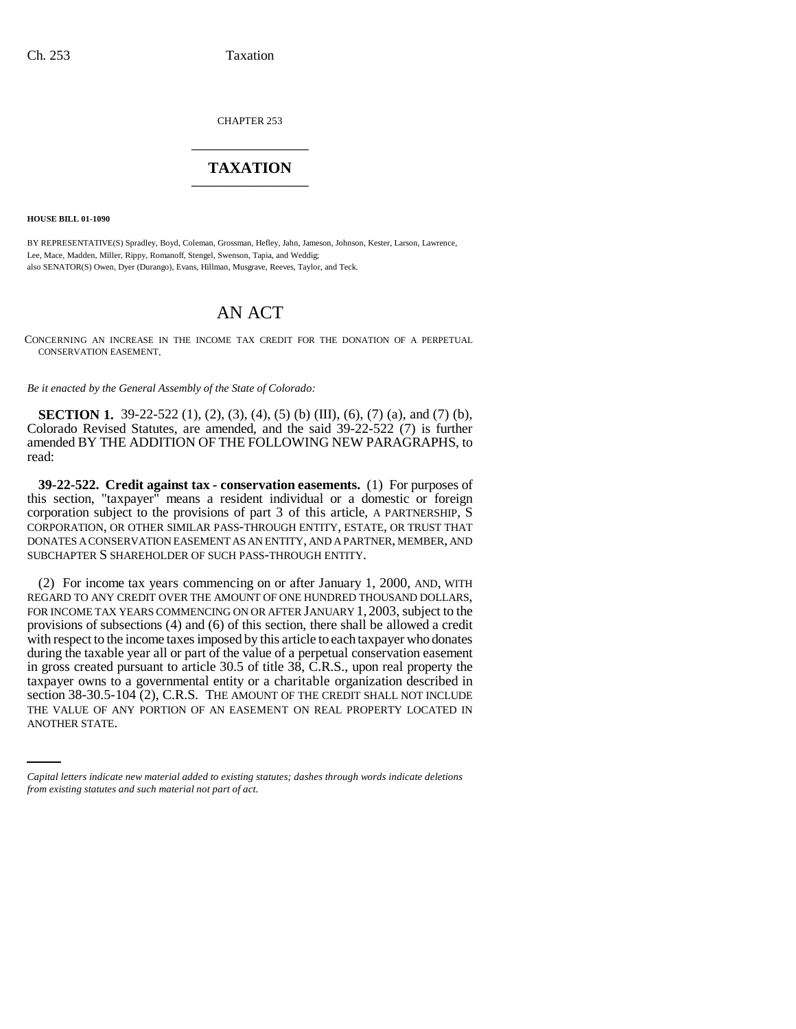CHAPTER 253

# TAXATION

**HOUSE BILL 01-1090**

BY REPRESENTATIVE(S) Spradley, Boyd, Coleman, Grossman, Hefley, Jahn, Jameson, Johnson, Kester, Larson, Lawrence, Lee, Mace, Madden, Miller, Rippy, Romanoff, Stengel, Swenson, Tapia, and Weddig;
also SENATOR(S) Owen, Dyer (Durango), Evans, Hillman, Musgrave, Reeves, Taylor, and Teck.

# AN ACT

CONCERNING AN INCREASE IN THE INCOME TAX CREDIT FOR THE DONATION OF A PERPETUAL CONSERVATION EASEMENT.

*Be it enacted by the General Assembly of the State of Colorado:*

**SECTION 1.** 39-22-522 (1), (2), (3), (4), (5) (b) (III), (6), (7) (a), and (7) (b), Colorado Revised Statutes, are amended, and the said 39-22-522 (7) is further amended BY THE ADDITION OF THE FOLLOWING NEW PARAGRAPHS, to read:

**39-22-522. Credit against tax - conservation easements.** (1) For purposes of this section, "taxpayer" means a resident individual or a domestic or foreign corporation subject to the provisions of part 3 of this article, A PARTNERSHIP, S CORPORATION, OR OTHER SIMILAR PASS-THROUGH ENTITY, ESTATE, OR TRUST THAT DONATES A CONSERVATION EASEMENT AS AN ENTITY, AND A PARTNER, MEMBER, AND SUBCHAPTER S SHAREHOLDER OF SUCH PASS-THROUGH ENTITY.

(2) For income tax years commencing on or after January 1, 2000, AND, WITH REGARD TO ANY CREDIT OVER THE AMOUNT OF ONE HUNDRED THOUSAND DOLLARS, FOR INCOME TAX YEARS COMMENCING ON OR AFTER JANUARY 1, 2003, subject to the provisions of subsections (4) and (6) of this section, there shall be allowed a credit with respect to the income taxes imposed by this article to each taxpayer who donates during the taxable year all or part of the value of a perpetual conservation easement in gross created pursuant to article 30.5 of title 38, C.R.S., upon real property the taxpayer owns to a governmental entity or a charitable organization described in section 38-30.5-104 (2), C.R.S. THE AMOUNT OF THE CREDIT SHALL NOT INCLUDE THE VALUE OF ANY PORTION OF AN EASEMENT ON REAL PROPERTY LOCATED IN ANOTHER STATE.

*Capital letters indicate new material added to existing statutes; dashes through words indicate deletions from existing statutes and such material not part of act.*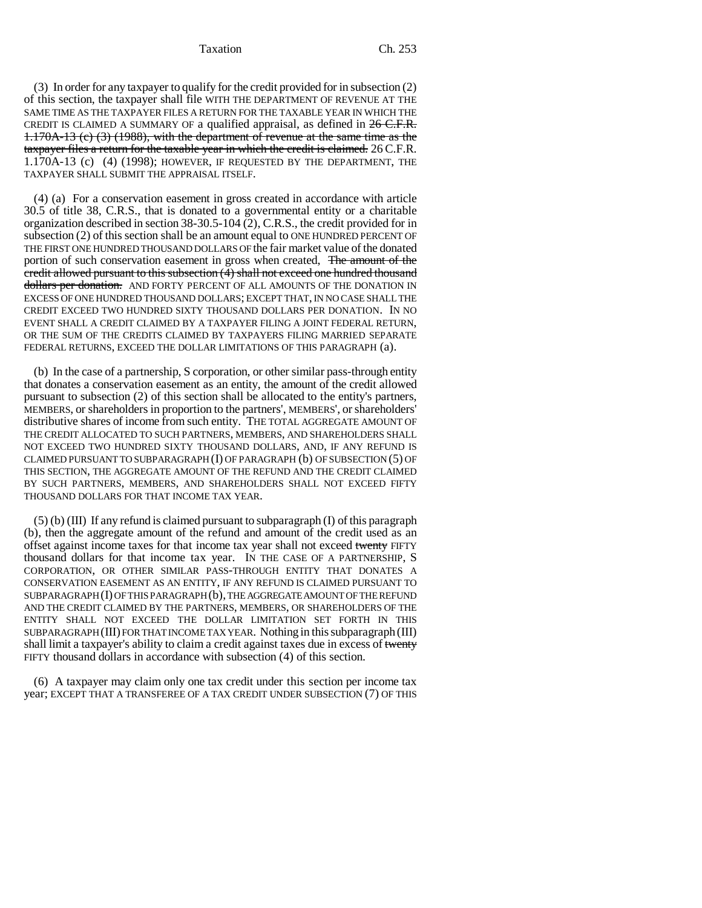(3) In order for any taxpayer to qualify for the credit provided for in subsection (2) of this section, the taxpayer shall file WITH THE DEPARTMENT OF REVENUE AT THE SAME TIME AS THE TAXPAYER FILES A RETURN FOR THE TAXABLE YEAR IN WHICH THE CREDIT IS CLAIMED A SUMMARY OF a qualified appraisal, as defined in ~~26 C.F.R. 1.170A-13 (c) (3) (1988), with the department of revenue at the same time as the taxpayer files a return for the taxable year in which the credit is claimed.~~ 26 C.F.R. 1.170A-13 (c) (4) (1998); HOWEVER, IF REQUESTED BY THE DEPARTMENT, THE TAXPAYER SHALL SUBMIT THE APPRAISAL ITSELF.

(4) (a) For a conservation easement in gross created in accordance with article 30.5 of title 38, C.R.S., that is donated to a governmental entity or a charitable organization described in section 38-30.5-104 (2), C.R.S., the credit provided for in subsection (2) of this section shall be an amount equal to ONE HUNDRED PERCENT OF THE FIRST ONE HUNDRED THOUSAND DOLLARS OF the fair market value of the donated portion of such conservation easement in gross when created, ~~The amount of the credit allowed pursuant to this subsection (4) shall not exceed one hundred thousand dollars per donation.~~ AND FORTY PERCENT OF ALL AMOUNTS OF THE DONATION IN EXCESS OF ONE HUNDRED THOUSAND DOLLARS; EXCEPT THAT, IN NO CASE SHALL THE CREDIT EXCEED TWO HUNDRED SIXTY THOUSAND DOLLARS PER DONATION. IN NO EVENT SHALL A CREDIT CLAIMED BY A TAXPAYER FILING A JOINT FEDERAL RETURN, OR THE SUM OF THE CREDITS CLAIMED BY TAXPAYERS FILING MARRIED SEPARATE FEDERAL RETURNS, EXCEED THE DOLLAR LIMITATIONS OF THIS PARAGRAPH (a).

(b) In the case of a partnership, S corporation, or other similar pass-through entity that donates a conservation easement as an entity, the amount of the credit allowed pursuant to subsection (2) of this section shall be allocated to the entity's partners, MEMBERS, or shareholders in proportion to the partners', MEMBERS', or shareholders' distributive shares of income from such entity. THE TOTAL AGGREGATE AMOUNT OF THE CREDIT ALLOCATED TO SUCH PARTNERS, MEMBERS, AND SHAREHOLDERS SHALL NOT EXCEED TWO HUNDRED SIXTY THOUSAND DOLLARS, AND, IF ANY REFUND IS CLAIMED PURSUANT TO SUBPARAGRAPH (I) OF PARAGRAPH (b) OF SUBSECTION (5) OF THIS SECTION, THE AGGREGATE AMOUNT OF THE REFUND AND THE CREDIT CLAIMED BY SUCH PARTNERS, MEMBERS, AND SHAREHOLDERS SHALL NOT EXCEED FIFTY THOUSAND DOLLARS FOR THAT INCOME TAX YEAR.

(5) (b) (III) If any refund is claimed pursuant to subparagraph (I) of this paragraph (b), then the aggregate amount of the refund and amount of the credit used as an offset against income taxes for that income tax year shall not exceed ~~twenty~~ FIFTY thousand dollars for that income tax year. IN THE CASE OF A PARTNERSHIP, S CORPORATION, OR OTHER SIMILAR PASS-THROUGH ENTITY THAT DONATES A CONSERVATION EASEMENT AS AN ENTITY, IF ANY REFUND IS CLAIMED PURSUANT TO SUBPARAGRAPH (I) OF THIS PARAGRAPH (b), THE AGGREGATE AMOUNT OF THE REFUND AND THE CREDIT CLAIMED BY THE PARTNERS, MEMBERS, OR SHAREHOLDERS OF THE ENTITY SHALL NOT EXCEED THE DOLLAR LIMITATION SET FORTH IN THIS SUBPARAGRAPH (III) FOR THAT INCOME TAX YEAR. Nothing in this subparagraph (III) shall limit a taxpayer's ability to claim a credit against taxes due in excess of ~~twenty~~ FIFTY thousand dollars in accordance with subsection (4) of this section.

(6) A taxpayer may claim only one tax credit under this section per income tax year; EXCEPT THAT A TRANSFEREE OF A TAX CREDIT UNDER SUBSECTION (7) OF THIS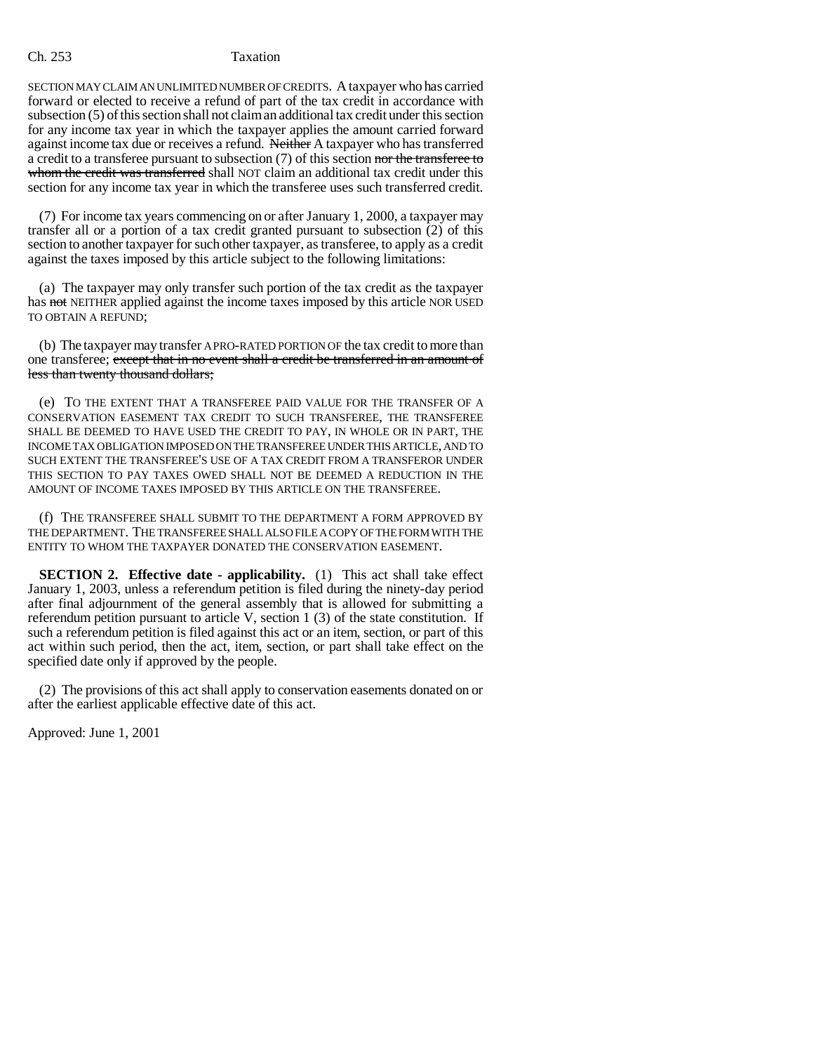SECTION MAY CLAIM AN UNLIMITED NUMBER OF CREDITS. A taxpayer who has carried forward or elected to receive a refund of part of the tax credit in accordance with subsection (5) of this section shall not claim an additional tax credit under this section for any income tax year in which the taxpayer applies the amount carried forward against income tax due or receives a refund. ~~Neither~~ A taxpayer who has transferred a credit to a transferee pursuant to subsection (7) of this section ~~nor the transferee to whom the credit was transferred~~ shall NOT claim an additional tax credit under this section for any income tax year in which the transferee uses such transferred credit.

(7) For income tax years commencing on or after January 1, 2000, a taxpayer may transfer all or a portion of a tax credit granted pursuant to subsection (2) of this section to another taxpayer for such other taxpayer, as transferee, to apply as a credit against the taxes imposed by this article subject to the following limitations:

(a) The taxpayer may only transfer such portion of the tax credit as the taxpayer has ~~not~~ NEITHER applied against the income taxes imposed by this article NOR USED TO OBTAIN A REFUND;

(b) The taxpayer may transfer A PRO-RATED PORTION OF the tax credit to more than one transferee; ~~except that in no event shall a credit be transferred in an amount of less than twenty thousand dollars;~~

(e) TO THE EXTENT THAT A TRANSFEREE PAID VALUE FOR THE TRANSFER OF A CONSERVATION EASEMENT TAX CREDIT TO SUCH TRANSFEREE, THE TRANSFEREE SHALL BE DEEMED TO HAVE USED THE CREDIT TO PAY, IN WHOLE OR IN PART, THE INCOME TAX OBLIGATION IMPOSED ON THE TRANSFEREE UNDER THIS ARTICLE, AND TO SUCH EXTENT THE TRANSFEREE'S USE OF A TAX CREDIT FROM A TRANSFEROR UNDER THIS SECTION TO PAY TAXES OWED SHALL NOT BE DEEMED A REDUCTION IN THE AMOUNT OF INCOME TAXES IMPOSED BY THIS ARTICLE ON THE TRANSFEREE.

(f) THE TRANSFEREE SHALL SUBMIT TO THE DEPARTMENT A FORM APPROVED BY THE DEPARTMENT. THE TRANSFEREE SHALL ALSO FILE A COPY OF THE FORM WITH THE ENTITY TO WHOM THE TAXPAYER DONATED THE CONSERVATION EASEMENT.

**SECTION 2. Effective date - applicability.** (1) This act shall take effect January 1, 2003, unless a referendum petition is filed during the ninety-day period after final adjournment of the general assembly that is allowed for submitting a referendum petition pursuant to article V, section 1 (3) of the state constitution. If such a referendum petition is filed against this act or an item, section, or part of this act within such period, then the act, item, section, or part shall take effect on the specified date only if approved by the people.

(2) The provisions of this act shall apply to conservation easements donated on or after the earliest applicable effective date of this act.

Approved: June 1, 2001